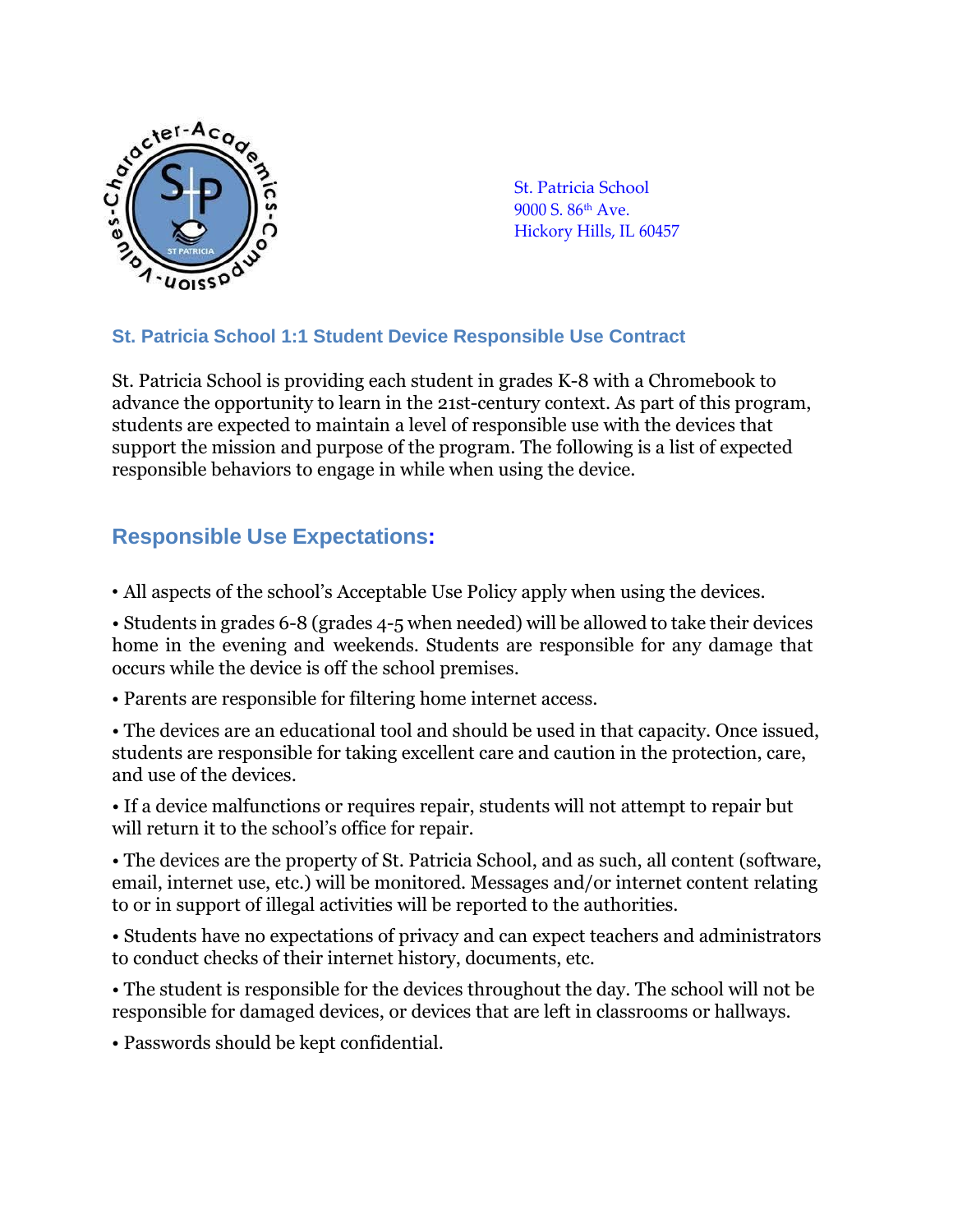St. Patricia School
9000 S. 86th Ave.
Hickory Hills, IL 60457

### St. Patricia School 1:1 Student Device Responsible Use Contract

St. Patricia School is providing each student in grades K-8 with a Chromebook to advance the opportunity to learn in the 21st-century context. As part of this program, students are expected to maintain a level of responsible use with the devices that support the mission and purpose of the program. The following is a list of expected responsible behaviors to engage in while when using the device.

## Responsible Use Expectations:

- All aspects of the school's Acceptable Use Policy apply when using the devices.
- Students in grades 6-8 (grades 4-5 when needed) will be allowed to take their devices home in the evening and weekends. Students are responsible for any damage that occurs while the device is off the school premises.
- Parents are responsible for filtering home internet access.
- The devices are an educational tool and should be used in that capacity. Once issued, students are responsible for taking excellent care and caution in the protection, care, and use of the devices.
- If a device malfunctions or requires repair, students will not attempt to repair but will return it to the school's office for repair.
- The devices are the property of St. Patricia School, and as such, all content (software, email, internet use, etc.) will be monitored. Messages and/or internet content relating to or in support of illegal activities will be reported to the authorities.
- Students have no expectations of privacy and can expect teachers and administrators to conduct checks of their internet history, documents, etc.
- The student is responsible for the devices throughout the day. The school will not be responsible for damaged devices, or devices that are left in classrooms or hallways.
- Passwords should be kept confidential.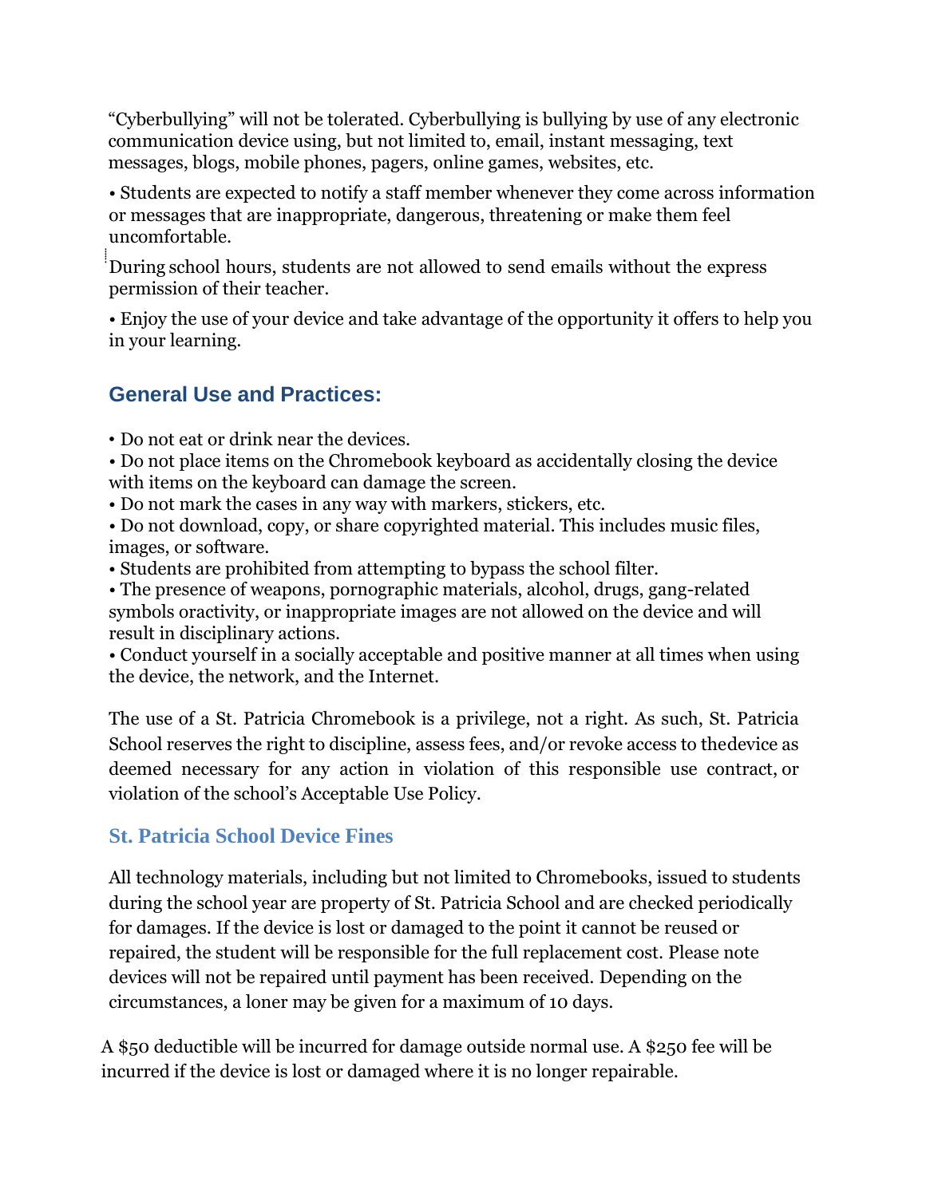"Cyberbullying" will not be tolerated. Cyberbullying is bullying by use of any electronic communication device using, but not limited to, email, instant messaging, text messages, blogs, mobile phones, pagers, online games, websites, etc.

• Students are expected to notify a staff member whenever they come across information or messages that are inappropriate, dangerous, threatening or make them feel uncomfortable.

During school hours, students are not allowed to send emails without the express permission of their teacher.

• Enjoy the use of your device and take advantage of the opportunity it offers to help you in your learning.

## General Use and Practices:

• Do not eat or drink near the devices.
• Do not place items on the Chromebook keyboard as accidentally closing the device with items on the keyboard can damage the screen.
• Do not mark the cases in any way with markers, stickers, etc.
• Do not download, copy, or share copyrighted material. This includes music files, images, or software.
• Students are prohibited from attempting to bypass the school filter.
• The presence of weapons, pornographic materials, alcohol, drugs, gang-related symbols oractivity, or inappropriate images are not allowed on the device and will result in disciplinary actions.
• Conduct yourself in a socially acceptable and positive manner at all times when using the device, the network, and the Internet.

The use of a St. Patricia Chromebook is a privilege, not a right. As such, St. Patricia School reserves the right to discipline, assess fees, and/or revoke access to thedevice as deemed necessary for any action in violation of this responsible use contract, or violation of the school's Acceptable Use Policy.

### St. Patricia School Device Fines

All technology materials, including but not limited to Chromebooks, issued to students during the school year are property of St. Patricia School and are checked periodically for damages. If the device is lost or damaged to the point it cannot be reused or repaired, the student will be responsible for the full replacement cost. Please note devices will not be repaired until payment has been received. Depending on the circumstances, a loner may be given for a maximum of 10 days.

A $50 deductible will be incurred for damage outside normal use. A $250 fee will be incurred if the device is lost or damaged where it is no longer repairable.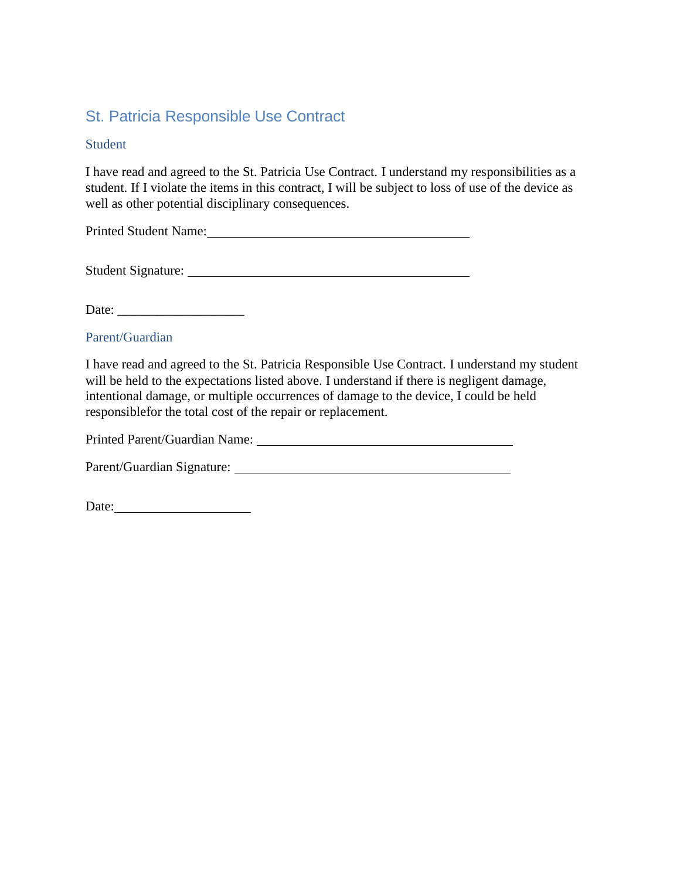## St. Patricia Responsible Use Contract

### Student

I have read and agreed to the St. Patricia Use Contract. I understand my responsibilities as a student. If I violate the items in this contract, I will be subject to loss of use of the device as well as other potential disciplinary consequences.

Printed Student Name:_________________________________________

Student Signature: ____________________________________________

Date: ____________________

### Parent/Guardian

I have read and agreed to the St. Patricia Responsible Use Contract. I understand my student will be held to the expectations listed above. I understand if there is negligent damage, intentional damage, or multiple occurrences of damage to the device, I could be held responsiblefor the total cost of the repair or replacement.

Printed Parent/Guardian Name: ________________________________________

Parent/Guardian Signature: ___________________________________________

Date:_____________________